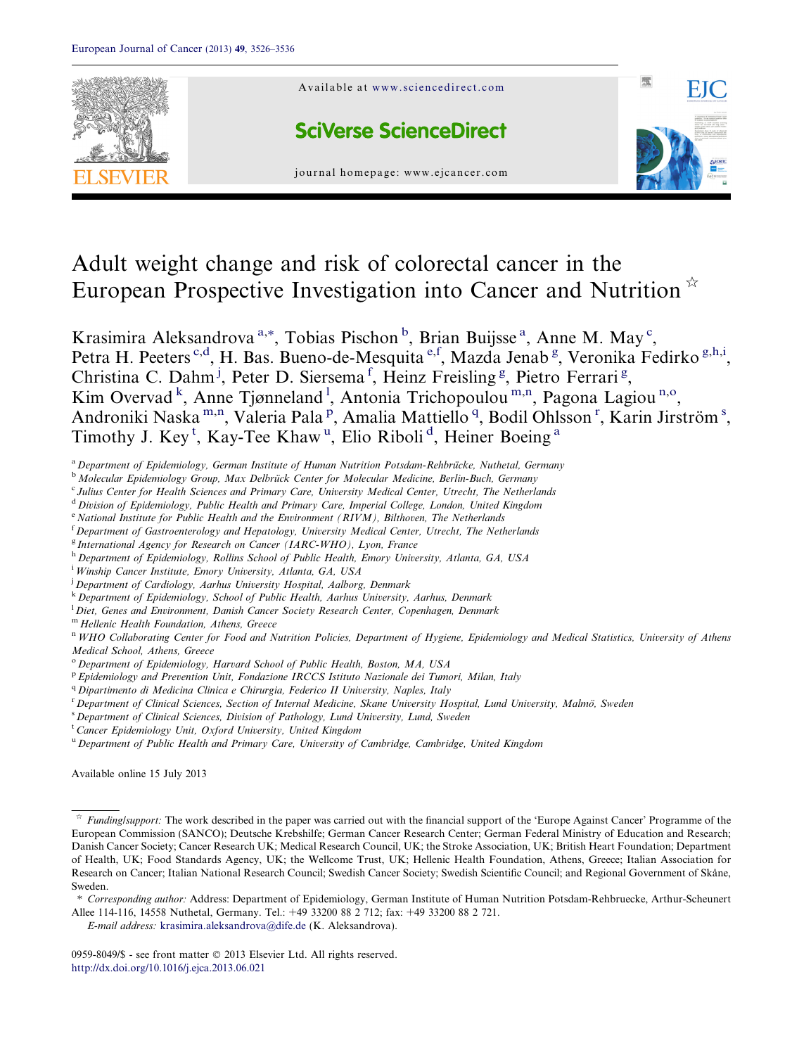Available at www.sciencedirect.com

SciVerse ScienceDirect

journal homepage: www.ejcancer.com

# Adult weight change and risk of colorectal cancer in the European Prospective Investigation into Cancer and Nutrition ☆

Krasimira Aleksandrova [a,*], Tobias Pischon [b], Brian Buijsse [a], Anne M. May [c], Petra H. Peeters [c,d], H. Bas. Bueno-de-Mesquita [e,f], Mazda Jenab [g], Veronika Fedirko [g,h,i], Christina C. Dahm [j], Peter D. Siersema [f], Heinz Freisling [g], Pietro Ferrari [g], Kim Overvad [k], Anne Tjønneland [l], Antonia Trichopoulou [m,n], Pagona Lagiou [n,o], Androniki Naska [m,n], Valeria Pala [p], Amalia Mattiello [q], Bodil Ohlsson [r], Karin Jirström [s], Timothy J. Key [t], Kay-Tee Khaw [u], Elio Riboli [d], Heiner Boeing [a]

[a] Department of Epidemiology, German Institute of Human Nutrition Potsdam-Rehbrücke, Nuthetal, Germany
[b] Molecular Epidemiology Group, Max Delbrück Center for Molecular Medicine, Berlin-Buch, Germany
[c] Julius Center for Health Sciences and Primary Care, University Medical Center, Utrecht, The Netherlands
[d] Division of Epidemiology, Public Health and Primary Care, Imperial College, London, United Kingdom
[e] National Institute for Public Health and the Environment (RIVM), Bilthoven, The Netherlands
[f] Department of Gastroenterology and Hepatology, University Medical Center, Utrecht, The Netherlands
[g] International Agency for Research on Cancer (IARC-WHO), Lyon, France
[h] Department of Epidemiology, Rollins School of Public Health, Emory University, Atlanta, GA, USA
[i] Winship Cancer Institute, Emory University, Atlanta, GA, USA
[j] Department of Cardiology, Aarhus University Hospital, Aalborg, Denmark
[k] Department of Epidemiology, School of Public Health, Aarhus University, Aarhus, Denmark
[l] Diet, Genes and Environment, Danish Cancer Society Research Center, Copenhagen, Denmark
[m] Hellenic Health Foundation, Athens, Greece
[n] WHO Collaborating Center for Food and Nutrition Policies, Department of Hygiene, Epidemiology and Medical Statistics, University of Athens Medical School, Athens, Greece
[o] Department of Epidemiology, Harvard School of Public Health, Boston, MA, USA
[p] Epidemiology and Prevention Unit, Fondazione IRCCS Istituto Nazionale dei Tumori, Milan, Italy
[q] Dipartimento di Medicina Clinica e Chirurgia, Federico II University, Naples, Italy
[r] Department of Clinical Sciences, Section of Internal Medicine, Skane University Hospital, Lund University, Malmö, Sweden
[s] Department of Clinical Sciences, Division of Pathology, Lund University, Lund, Sweden
[t] Cancer Epidemiology Unit, Oxford University, United Kingdom
[u] Department of Public Health and Primary Care, University of Cambridge, Cambridge, United Kingdom

Available online 15 July 2013

☆ *Funding/support:* The work described in the paper was carried out with the financial support of the 'Europe Against Cancer' Programme of the European Commission (SANCO); Deutsche Krebshilfe; German Cancer Research Center; German Federal Ministry of Education and Research; Danish Cancer Society; Cancer Research UK; Medical Research Council, UK; the Stroke Association, UK; British Heart Foundation; Department of Health, UK; Food Standards Agency, UK; the Wellcome Trust, UK; Hellenic Health Foundation, Athens, Greece; Italian Association for Research on Cancer; Italian National Research Council; Swedish Cancer Society; Swedish Scientific Council; and Regional Government of Skåne, Sweden.

\* *Corresponding author:* Address: Department of Epidemiology, German Institute of Human Nutrition Potsdam-Rehbruecke, Arthur-Scheunert Allee 114-116, 14558 Nuthetal, Germany. Tel.: +49 33200 88 2 712; fax: +49 33200 88 2 721.

*E-mail address:* krasimira.aleksandrova@dife.de (K. Aleksandrova).

0959-8049/$ - see front matter © 2013 Elsevier Ltd. All rights reserved.
http://dx.doi.org/10.1016/j.ejca.2013.06.021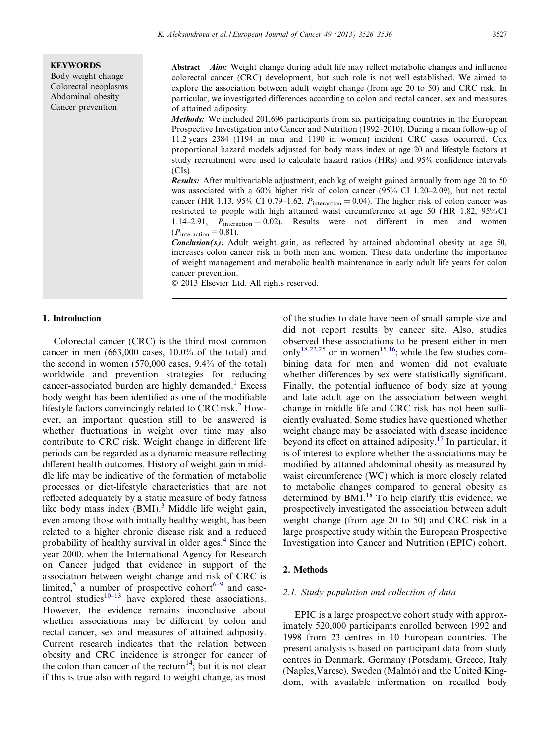**KEYWORDS**
Body weight change
Colorectal neoplasms
Abdominal obesity
Cancer prevention

**Abstract** *Aim:* Weight change during adult life may reflect metabolic changes and influence colorectal cancer (CRC) development, but such role is not well established. We aimed to explore the association between adult weight change (from age 20 to 50) and CRC risk. In particular, we investigated differences according to colon and rectal cancer, sex and measures of attained adiposity.

*Methods:* We included 201,696 participants from six participating countries in the European Prospective Investigation into Cancer and Nutrition (1992–2010). During a mean follow-up of 11.2 years 2384 (1194 in men and 1190 in women) incident CRC cases occurred. Cox proportional hazard models adjusted for body mass index at age 20 and lifestyle factors at study recruitment were used to calculate hazard ratios (HRs) and 95% confidence intervals (CIs).

*Results:* After multivariable adjustment, each kg of weight gained annually from age 20 to 50 was associated with a 60% higher risk of colon cancer (95% CI 1.20–2.09), but not rectal cancer (HR 1.13, 95% CI 0.79–1.62, $P_{interaction} = 0.04$). The higher risk of colon cancer was restricted to people with high attained waist circumference at age 50 (HR 1.82, 95%CI 1.14–2.91, $P_{interaction} = 0.02$). Results were not different in men and women ($P_{interaction} = 0.81$).

*Conclusion(s):* Adult weight gain, as reflected by attained abdominal obesity at age 50, increases colon cancer risk in both men and women. These data underline the importance of weight management and metabolic health maintenance in early adult life years for colon cancer prevention.

© 2013 Elsevier Ltd. All rights reserved.

## 1. Introduction

Colorectal cancer (CRC) is the third most common cancer in men (663,000 cases, 10.0% of the total) and the second in women (570,000 cases, 9.4% of the total) worldwide and prevention strategies for reducing cancer-associated burden are highly demanded.[1] Excess body weight has been identified as one of the modifiable lifestyle factors convincingly related to CRC risk.[2] However, an important question still to be answered is whether fluctuations in weight over time may also contribute to CRC risk. Weight change in different life periods can be regarded as a dynamic measure reflecting different health outcomes. History of weight gain in middle life may be indicative of the formation of metabolic processes or diet-lifestyle characteristics that are not reflected adequately by a static measure of body fatness like body mass index (BMI).[3] Middle life weight gain, even among those with initially healthy weight, has been related to a higher chronic disease risk and a reduced probability of healthy survival in older ages.[4] Since the year 2000, when the International Agency for Research on Cancer judged that evidence in support of the association between weight change and risk of CRC is limited,[5] a number of prospective cohort[6–9] and case-control studies[10–13] have explored these associations. However, the evidence remains inconclusive about whether associations may be different by colon and rectal cancer, sex and measures of attained adiposity. Current research indicates that the relation between obesity and CRC incidence is stronger for cancer of the colon than cancer of the rectum[14]; but it is not clear if this is true also with regard to weight change, as most of the studies to date have been of small sample size and did not report results by cancer site. Also, studies observed these associations to be present either in men only[18,22,25] or in women[15,16]; while the few studies combining data for men and women did not evaluate whether differences by sex were statistically significant. Finally, the potential influence of body size at young and late adult age on the association between weight change in middle life and CRC risk has not been sufficiently evaluated. Some studies have questioned whether weight change may be associated with disease incidence beyond its effect on attained adiposity.[17] In particular, it is of interest to explore whether the associations may be modified by attained abdominal obesity as measured by waist circumference (WC) which is more closely related to metabolic changes compared to general obesity as determined by BMI.[18] To help clarify this evidence, we prospectively investigated the association between adult weight change (from age 20 to 50) and CRC risk in a large prospective study within the European Prospective Investigation into Cancer and Nutrition (EPIC) cohort.

## 2. Methods

### 2.1. Study population and collection of data

EPIC is a large prospective cohort study with approximately 520,000 participants enrolled between 1992 and 1998 from 23 centres in 10 European countries. The present analysis is based on participant data from study centres in Denmark, Germany (Potsdam), Greece, Italy (Naples,Varese), Sweden (Malmö) and the United Kingdom, with available information on recalled body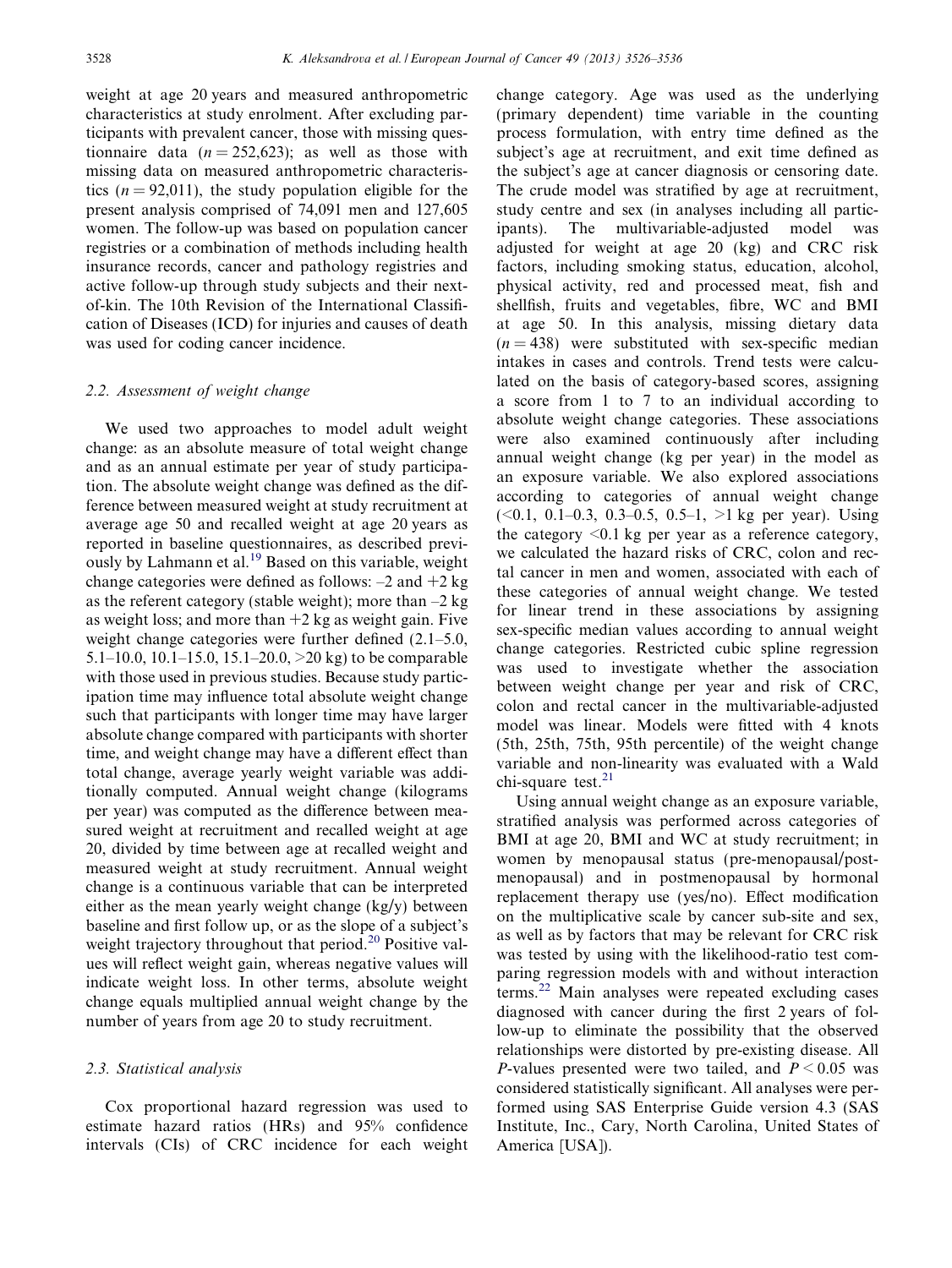weight at age 20 years and measured anthropometric characteristics at study enrolment. After excluding participants with prevalent cancer, those with missing questionnaire data ($n = 252{,}623$); as well as those with missing data on measured anthropometric characteristics ($n = 92{,}011$), the study population eligible for the present analysis comprised of 74,091 men and 127,605 women. The follow-up was based on population cancer registries or a combination of methods including health insurance records, cancer and pathology registries and active follow-up through study subjects and their next-of-kin. The 10th Revision of the International Classification of Diseases (ICD) for injuries and causes of death was used for coding cancer incidence.

### 2.2. Assessment of weight change

We used two approaches to model adult weight change: as an absolute measure of total weight change and as an annual estimate per year of study participation. The absolute weight change was defined as the difference between measured weight at study recruitment at average age 50 and recalled weight at age 20 years as reported in baseline questionnaires, as described previously by Lahmann et al.[19] Based on this variable, weight change categories were defined as follows: –2 and +2 kg as the referent category (stable weight); more than –2 kg as weight loss; and more than +2 kg as weight gain. Five weight change categories were further defined (2.1–5.0, 5.1–10.0, 10.1–15.0, 15.1–20.0, >20 kg) to be comparable with those used in previous studies. Because study participation time may influence total absolute weight change such that participants with longer time may have larger absolute change compared with participants with shorter time, and weight change may have a different effect than total change, average yearly weight variable was additionally computed. Annual weight change (kilograms per year) was computed as the difference between measured weight at recruitment and recalled weight at age 20, divided by time between age at recalled weight and measured weight at study recruitment. Annual weight change is a continuous variable that can be interpreted either as the mean yearly weight change (kg/y) between baseline and first follow up, or as the slope of a subject's weight trajectory throughout that period.[20] Positive values will reflect weight gain, whereas negative values will indicate weight loss. In other terms, absolute weight change equals multiplied annual weight change by the number of years from age 20 to study recruitment.

### 2.3. Statistical analysis

Cox proportional hazard regression was used to estimate hazard ratios (HRs) and 95% confidence intervals (CIs) of CRC incidence for each weight change category. Age was used as the underlying (primary dependent) time variable in the counting process formulation, with entry time defined as the subject's age at recruitment, and exit time defined as the subject's age at cancer diagnosis or censoring date. The crude model was stratified by age at recruitment, study centre and sex (in analyses including all participants). The multivariable-adjusted model was adjusted for weight at age 20 (kg) and CRC risk factors, including smoking status, education, alcohol, physical activity, red and processed meat, fish and shellfish, fruits and vegetables, fibre, WC and BMI at age 50. In this analysis, missing dietary data ($n = 438$) were substituted with sex-specific median intakes in cases and controls. Trend tests were calculated on the basis of category-based scores, assigning a score from 1 to 7 to an individual according to absolute weight change categories. These associations were also examined continuously after including annual weight change (kg per year) in the model as an exposure variable. We also explored associations according to categories of annual weight change (<0.1, 0.1–0.3, 0.3–0.5, 0.5–1, >1 kg per year). Using the category <0.1 kg per year as a reference category, we calculated the hazard risks of CRC, colon and rectal cancer in men and women, associated with each of these categories of annual weight change. We tested for linear trend in these associations by assigning sex-specific median values according to annual weight change categories. Restricted cubic spline regression was used to investigate whether the association between weight change per year and risk of CRC, colon and rectal cancer in the multivariable-adjusted model was linear. Models were fitted with 4 knots (5th, 25th, 75th, 95th percentile) of the weight change variable and non-linearity was evaluated with a Wald chi-square test.[21]

Using annual weight change as an exposure variable, stratified analysis was performed across categories of BMI at age 20, BMI and WC at study recruitment; in women by menopausal status (pre-menopausal/post-menopausal) and in postmenopausal by hormonal replacement therapy use (yes/no). Effect modification on the multiplicative scale by cancer sub-site and sex, as well as by factors that may be relevant for CRC risk was tested by using with the likelihood-ratio test comparing regression models with and without interaction terms.[22] Main analyses were repeated excluding cases diagnosed with cancer during the first 2 years of follow-up to eliminate the possibility that the observed relationships were distorted by pre-existing disease. All *P*-values presented were two tailed, and $P < 0.05$ was considered statistically significant. All analyses were performed using SAS Enterprise Guide version 4.3 (SAS Institute, Inc., Cary, North Carolina, United States of America [USA]).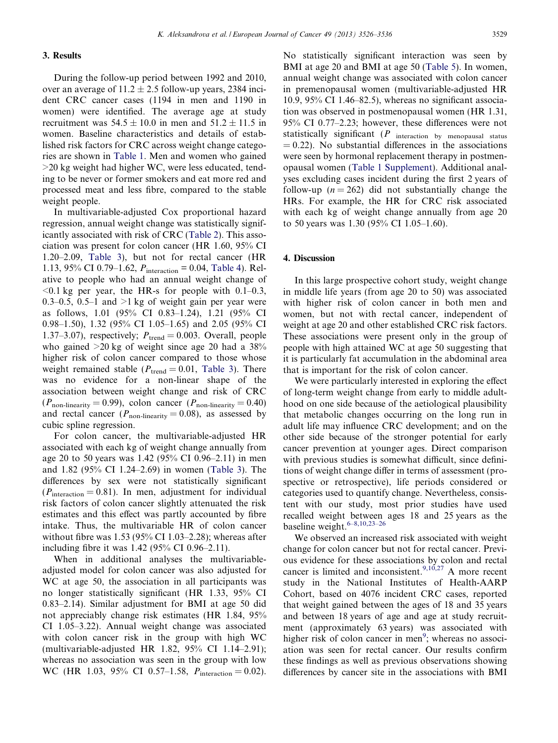## 3. Results

During the follow-up period between 1992 and 2010, over an average of 11.2 ± 2.5 follow-up years, 2384 incident CRC cancer cases (1194 in men and 1190 in women) were identified. The average age at study recruitment was 54.5 ± 10.0 in men and 51.2 ± 11.5 in women. Baseline characteristics and details of established risk factors for CRC across weight change categories are shown in Table 1. Men and women who gained >20 kg weight had higher WC, were less educated, tending to be never or former smokers and eat more red and processed meat and less fibre, compared to the stable weight people.

In multivariable-adjusted Cox proportional hazard regression, annual weight change was statistically significantly associated with risk of CRC (Table 2). This association was present for colon cancer (HR 1.60, 95% CI 1.20–2.09, Table 3), but not for rectal cancer (HR 1.13, 95% CI 0.79–1.62, $P_{\text{interaction}} = 0.04$, Table 4). Relative to people who had an annual weight change of <0.1 kg per year, the HR-s for people with 0.1–0.3, 0.3–0.5, 0.5–1 and >1 kg of weight gain per year were as follows, 1.01 (95% CI 0.83–1.24), 1.21 (95% CI 0.98–1.50), 1.32 (95% CI 1.05–1.65) and 2.05 (95% CI 1.37–3.07), respectively; $P_{\text{trend}} = 0.003$. Overall, people who gained >20 kg of weight since age 20 had a 38% higher risk of colon cancer compared to those whose weight remained stable ($P_{\text{trend}} = 0.01$, Table 3). There was no evidence for a non-linear shape of the association between weight change and risk of CRC ($P_{\text{non-linearity}} = 0.99$), colon cancer ($P_{\text{non-linearity}} = 0.40$) and rectal cancer ($P_{\text{non-linearity}} = 0.08$), as assessed by cubic spline regression.

For colon cancer, the multivariable-adjusted HR associated with each kg of weight change annually from age 20 to 50 years was 1.42 (95% CI 0.96–2.11) in men and 1.82 (95% CI 1.24–2.69) in women (Table 3). The differences by sex were not statistically significant ($P_{\text{interaction}} = 0.81$). In men, adjustment for individual risk factors of colon cancer slightly attenuated the risk estimates and this effect was partly accounted by fibre intake. Thus, the multivariable HR of colon cancer without fibre was 1.53 (95% CI 1.03–2.28); whereas after including fibre it was 1.42 (95% CI 0.96–2.11).

When in additional analyses the multivariable-adjusted model for colon cancer was also adjusted for WC at age 50, the association in all participants was no longer statistically significant (HR 1.33, 95% CI 0.83–2.14). Similar adjustment for BMI at age 50 did not appreciably change risk estimates (HR 1.84, 95% CI 1.05–3.22). Annual weight change was associated with colon cancer risk in the group with high WC (multivariable-adjusted HR 1.82, 95% CI 1.14–2.91); whereas no association was seen in the group with low WC (HR 1.03, 95% CI 0.57–1.58, $P_{\text{interaction}} = 0.02$). No statistically significant interaction was seen by BMI at age 20 and BMI at age 50 (Table 5). In women, annual weight change was associated with colon cancer in premenopausal women (multivariable-adjusted HR 10.9, 95% CI 1.46–82.5), whereas no significant association was observed in postmenopausal women (HR 1.31, 95% CI 0.77–2.23; however, these differences were not statistically significant ($P_{\text{interaction by menopausal status}} = 0.22$). No substantial differences in the associations were seen by hormonal replacement therapy in postmenopausal women (Table 1 Supplement). Additional analyses excluding cases incident during the first 2 years of follow-up ($n = 262$) did not substantially change the HRs. For example, the HR for CRC risk associated with each kg of weight change annually from age 20 to 50 years was 1.30 (95% CI 1.05–1.60).

## 4. Discussion

In this large prospective cohort study, weight change in middle life years (from age 20 to 50) was associated with higher risk of colon cancer in both men and women, but not with rectal cancer, independent of weight at age 20 and other established CRC risk factors. These associations were present only in the group of people with high attained WC at age 50 suggesting that it is particularly fat accumulation in the abdominal area that is important for the risk of colon cancer.

We were particularly interested in exploring the effect of long-term weight change from early to middle adulthood on one side because of the aetiological plausibility that metabolic changes occurring on the long run in adult life may influence CRC development; and on the other side because of the stronger potential for early cancer prevention at younger ages. Direct comparison with previous studies is somewhat difficult, since definitions of weight change differ in terms of assessment (prospective or retrospective), life periods considered or categories used to quantify change. Nevertheless, consistent with our study, most prior studies have used recalled weight between ages 18 and 25 years as the baseline weight.[6–8,10,23–26]

We observed an increased risk associated with weight change for colon cancer but not for rectal cancer. Previous evidence for these associations by colon and rectal cancer is limited and inconsistent.[9,10,27] A more recent study in the National Institutes of Health-AARP Cohort, based on 4076 incident CRC cases, reported that weight gained between the ages of 18 and 35 years and between 18 years of age and age at study recruitment (approximately 63 years) was associated with higher risk of colon cancer in men[9]; whereas no association was seen for rectal cancer. Our results confirm these findings as well as previous observations showing differences by cancer site in the associations with BMI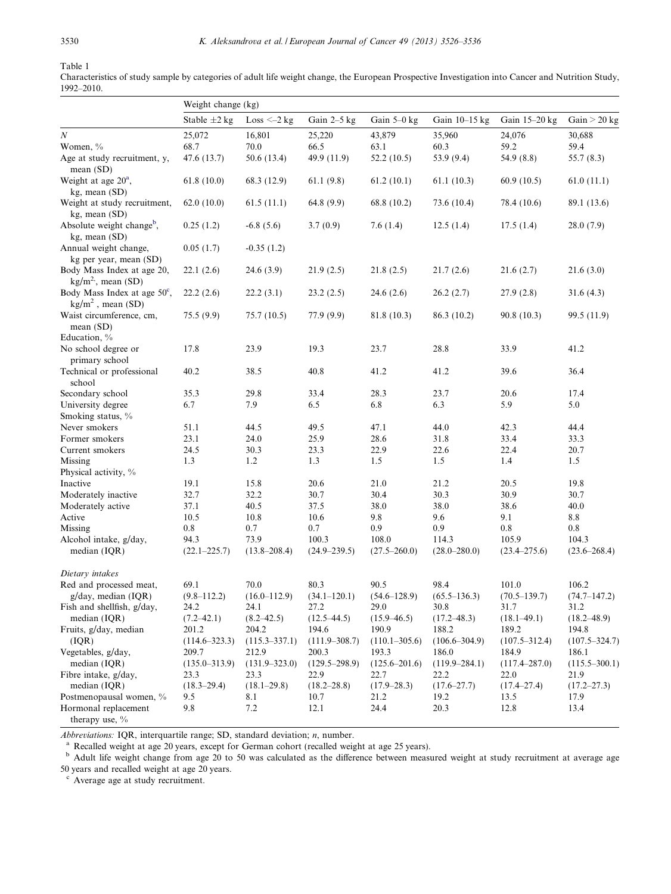Table 1

Characteristics of study sample by categories of adult life weight change, the European Prospective Investigation into Cancer and Nutrition Study, 1992–2010.

| | Weight change (kg) | | | | | | |
|---|---|---|---|---|---|---|---|
| | Stable ±2 kg | Loss <–2 kg | Gain 2–5 kg | Gain 5–0 kg | Gain 10–15 kg | Gain 15–20 kg | Gain > 20 kg |
| *N* | 25,072 | 16,801 | 25,220 | 43,879 | 35,960 | 24,076 | 30,688 |
| Women, % | 68.7 | 70.0 | 66.5 | 63.1 | 60.3 | 59.2 | 59.4 |
| Age at study recruitment, y, mean (SD) | 47.6 (13.7) | 50.6 (13.4) | 49.9 (11.9) | 52.2 (10.5) | 53.9 (9.4) | 54.9 (8.8) | 55.7 (8.3) |
| Weight at age 20[a], kg, mean (SD) | 61.8 (10.0) | 68.3 (12.9) | 61.1 (9.8) | 61.2 (10.1) | 61.1 (10.3) | 60.9 (10.5) | 61.0 (11.1) |
| Weight at study recruitment, kg, mean (SD) | 62.0 (10.0) | 61.5 (11.1) | 64.8 (9.9) | 68.8 (10.2) | 73.6 (10.4) | 78.4 (10.6) | 89.1 (13.6) |
| Absolute weight change[b], kg, mean (SD) | 0.25 (1.2) | -6.8 (5.6) | 3.7 (0.9) | 7.6 (1.4) | 12.5 (1.4) | 17.5 (1.4) | 28.0 (7.9) |
| Annual weight change, kg per year, mean (SD) | 0.05 (1.7) | -0.35 (1.2) | | | | | |
| Body Mass Index at age 20, $kg/m^2$, mean (SD) | 22.1 (2.6) | 24.6 (3.9) | 21.9 (2.5) | 21.8 (2.5) | 21.7 (2.6) | 21.6 (2.7) | 21.6 (3.0) |
| Body Mass Index at age 50[c], $kg/m^2$ , mean (SD) | 22.2 (2.6) | 22.2 (3.1) | 23.2 (2.5) | 24.6 (2.6) | 26.2 (2.7) | 27.9 (2.8) | 31.6 (4.3) |
| Waist circumference, cm, mean (SD) | 75.5 (9.9) | 75.7 (10.5) | 77.9 (9.9) | 81.8 (10.3) | 86.3 (10.2) | 90.8 (10.3) | 99.5 (11.9) |
| Education, % | | | | | | | |
| No school degree or primary school | 17.8 | 23.9 | 19.3 | 23.7 | 28.8 | 33.9 | 41.2 |
| Technical or professional school | 40.2 | 38.5 | 40.8 | 41.2 | 41.2 | 39.6 | 36.4 |
| Secondary school | 35.3 | 29.8 | 33.4 | 28.3 | 23.7 | 20.6 | 17.4 |
| University degree | 6.7 | 7.9 | 6.5 | 6.8 | 6.3 | 5.9 | 5.0 |
| Smoking status, % | | | | | | | |
| Never smokers | 51.1 | 44.5 | 49.5 | 47.1 | 44.0 | 42.3 | 44.4 |
| Former smokers | 23.1 | 24.0 | 25.9 | 28.6 | 31.8 | 33.4 | 33.3 |
| Current smokers | 24.5 | 30.3 | 23.3 | 22.9 | 22.6 | 22.4 | 20.7 |
| Missing | 1.3 | 1.2 | 1.3 | 1.5 | 1.5 | 1.4 | 1.5 |
| Physical activity, % | | | | | | | |
| Inactive | 19.1 | 15.8 | 20.6 | 21.0 | 21.2 | 20.5 | 19.8 |
| Moderately inactive | 32.7 | 32.2 | 30.7 | 30.4 | 30.3 | 30.9 | 30.7 |
| Moderately active | 37.1 | 40.5 | 37.5 | 38.0 | 38.0 | 38.6 | 40.0 |
| Active | 10.5 | 10.8 | 10.6 | 9.8 | 9.6 | 9.1 | 8.8 |
| Missing | 0.8 | 0.7 | 0.7 | 0.9 | 0.9 | 0.8 | 0.8 |
| Alcohol intake, g/day, median (IQR) | 94.3 (22.1–225.7) | 73.9 (13.8–208.4) | 100.3 (24.9–239.5) | 108.0 (27.5–260.0) | 114.3 (28.0–280.0) | 105.9 (23.4–275.6) | 104.3 (23.6–268.4) |
| *Dietary intakes* | | | | | | | |
| Red and processed meat, g/day, median (IQR) | 69.1 (9.8–112.2) | 70.0 (16.0–112.9) | 80.3 (34.1–120.1) | 90.5 (54.6–128.9) | 98.4 (65.5–136.3) | 101.0 (70.5–139.7) | 106.2 (74.7–147.2) |
| Fish and shellfish, g/day, median (IQR) | 24.2 (7.2–42.1) | 24.1 (8.2–42.5) | 27.2 (12.5–44.5) | 29.0 (15.9–46.5) | 30.8 (17.2–48.3) | 31.7 (18.1–49.1) | 31.2 (18.2–48.9) |
| Fruits, g/day, median (IQR) | 201.2 (114.6–323.3) | 204.2 (115.3–337.1) | 194.6 (111.9–308.7) | 190.9 (110.1–305.6) | 188.2 (106.6–304.9) | 189.2 (107.5–312.4) | 194.8 (107.5–324.7) |
| Vegetables, g/day, median (IQR) | 209.7 (135.0–313.9) | 212.9 (131.9–323.0) | 200.3 (129.5–298.9) | 193.3 (125.6–201.6) | 186.0 (119.9–284.1) | 184.9 (117.4–287.0) | 186.1 (115.5–300.1) |
| Fibre intake, g/day, median (IQR) | 23.3 (18.3–29.4) | 23.3 (18.1–29.8) | 22.9 (18.2–28.8) | 22.7 (17.9–28.3) | 22.2 (17.6–27.7) | 22.0 (17.4–27.4) | 21.9 (17.2–27.3) |
| Postmenopausal women, % | 9.5 | 8.1 | 10.7 | 21.2 | 19.2 | 13.5 | 17.9 |
| Hormonal replacement therapy use, % | 9.8 | 7.2 | 12.1 | 24.4 | 20.3 | 12.8 | 13.4 |

*Abbreviations:* IQR, interquartile range; SD, standard deviation; *n*, number.

[a] Recalled weight at age 20 years, except for German cohort (recalled weight at age 25 years).

[b] Adult life weight change from age 20 to 50 was calculated as the difference between measured weight at study recruitment at average age 50 years and recalled weight at age 20 years.

[c] Average age at study recruitment.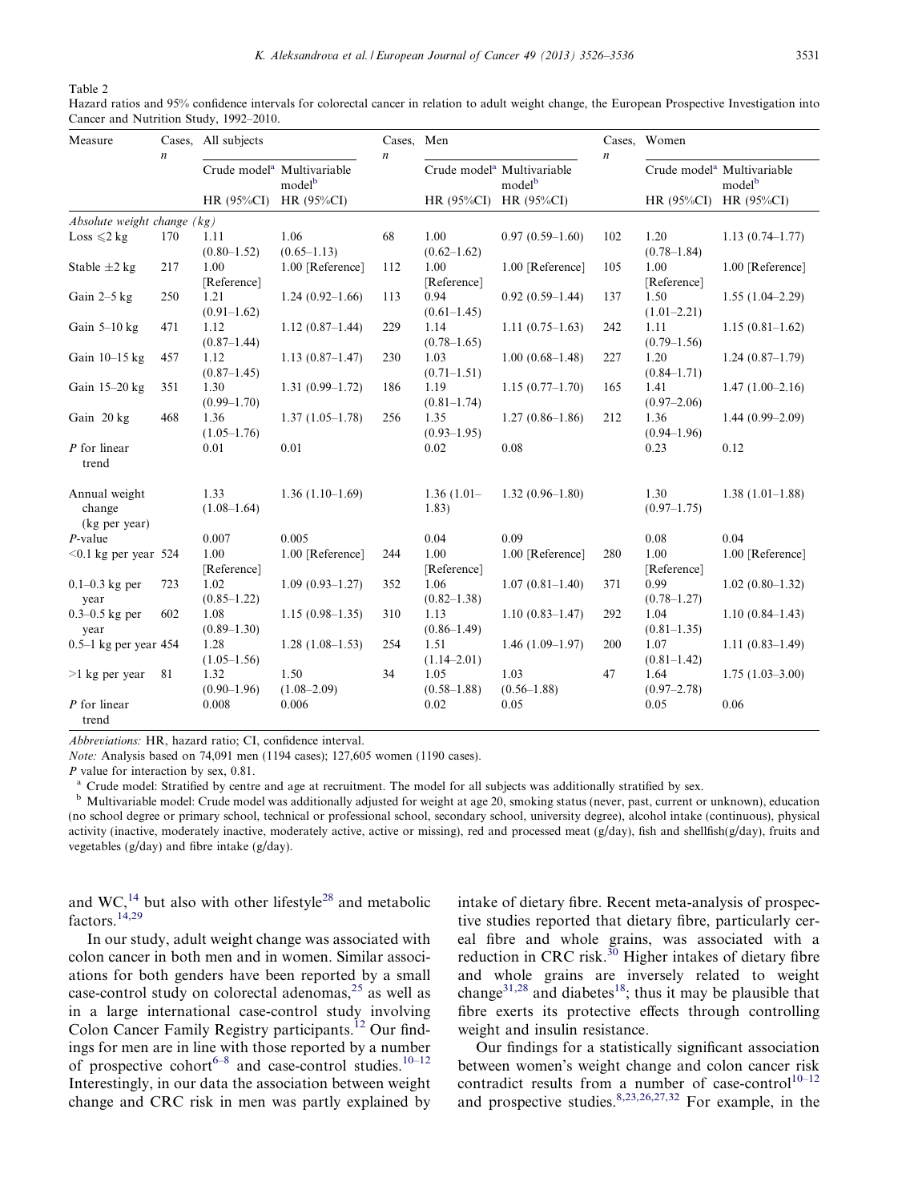Table 2
Hazard ratios and 95% confidence intervals for colorectal cancer in relation to adult weight change, the European Prospective Investigation into Cancer and Nutrition Study, 1992–2010.

| Measure | Cases, n | All subjects | | Cases, n | Men | | Cases, n | Women | |
|---|---|---|---|---|---|---|---|---|---|
| | | Crude model[a] | Multivariable model[b] | | Crude model[a] | Multivariable model[b] | | Crude model[a] | Multivariable model[b] |
| | | HR (95%CI) | HR (95%CI) | | HR (95%CI) | HR (95%CI) | | HR (95%CI) | HR (95%CI) |
| *Absolute weight change (kg)* | | | | | | | | | |
| Loss ⩽2 kg | 170 | 1.11 (0.80–1.52) | 1.06 (0.65–1.13) | 68 | 1.00 (0.62–1.62) | 0.97 (0.59–1.60) | 102 | 1.20 (0.78–1.84) | 1.13 (0.74–1.77) |
| Stable ±2 kg | 217 | 1.00 [Reference] | 1.00 [Reference] | 112 | 1.00 [Reference] | 1.00 [Reference] | 105 | 1.00 [Reference] | 1.00 [Reference] |
| Gain 2–5 kg | 250 | 1.21 (0.91–1.62) | 1.24 (0.92–1.66) | 113 | 0.94 (0.61–1.45) | 0.92 (0.59–1.44) | 137 | 1.50 (1.01–2.21) | 1.55 (1.04–2.29) |
| Gain 5–10 kg | 471 | 1.12 (0.87–1.44) | 1.12 (0.87–1.44) | 229 | 1.14 (0.78–1.65) | 1.11 (0.75–1.63) | 242 | 1.11 (0.79–1.56) | 1.15 (0.81–1.62) |
| Gain 10–15 kg | 457 | 1.12 (0.87–1.45) | 1.13 (0.87–1.47) | 230 | 1.03 (0.71–1.51) | 1.00 (0.68–1.48) | 227 | 1.20 (0.84–1.71) | 1.24 (0.87–1.79) |
| Gain 15–20 kg | 351 | 1.30 (0.99–1.70) | 1.31 (0.99–1.72) | 186 | 1.19 (0.81–1.74) | 1.15 (0.77–1.70) | 165 | 1.41 (0.97–2.06) | 1.47 (1.00–2.16) |
| Gain 20 kg | 468 | 1.36 (1.05–1.76) | 1.37 (1.05–1.78) | 256 | 1.35 (0.93–1.95) | 1.27 (0.86–1.86) | 212 | 1.36 (0.94–1.96) | 1.44 (0.99–2.09) |
| *P* for linear trend | | 0.01 | 0.01 | | 0.02 | 0.08 | | 0.23 | 0.12 |
| Annual weight change (kg per year) | | 1.33 (1.08–1.64) | 1.36 (1.10–1.69) | | 1.36 (1.01–1.83) | 1.32 (0.96–1.80) | | 1.30 (0.97–1.75) | 1.38 (1.01–1.88) |
| *P*-value | | 0.007 | 0.005 | | 0.04 | 0.09 | | 0.08 | 0.04 |
| <0.1 kg per year | 524 | 1.00 [Reference] | 1.00 [Reference] | 244 | 1.00 [Reference] | 1.00 [Reference] | 280 | 1.00 [Reference] | 1.00 [Reference] |
| 0.1–0.3 kg per year | 723 | 1.02 (0.85–1.22) | 1.09 (0.93–1.27) | 352 | 1.06 (0.82–1.38) | 1.07 (0.81–1.40) | 371 | 0.99 (0.78–1.27) | 1.02 (0.80–1.32) |
| 0.3–0.5 kg per year | 602 | 1.08 (0.89–1.30) | 1.15 (0.98–1.35) | 310 | 1.13 (0.86–1.49) | 1.10 (0.83–1.47) | 292 | 1.04 (0.81–1.35) | 1.10 (0.84–1.43) |
| 0.5–1 kg per year | 454 | 1.28 (1.05–1.56) | 1.28 (1.08–1.53) | 254 | 1.51 (1.14–2.01) | 1.46 (1.09–1.97) | 200 | 1.07 (0.81–1.42) | 1.11 (0.83–1.49) |
| >1 kg per year | 81 | 1.32 (0.90–1.96) | 1.50 (1.08–2.09) | 34 | 1.05 (0.58–1.88) | 1.03 (0.56–1.88) | 47 | 1.64 (0.97–2.78) | 1.75 (1.03–3.00) |
| *P* for linear trend | | 0.008 | 0.006 | | 0.02 | 0.05 | | 0.05 | 0.06 |

*Abbreviations:* HR, hazard ratio; CI, confidence interval.

*Note:* Analysis based on 74,091 men (1194 cases); 127,605 women (1190 cases).

*P* value for interaction by sex, 0.81.

[a] Crude model: Stratified by centre and age at recruitment. The model for all subjects was additionally stratified by sex.

[b] Multivariable model: Crude model was additionally adjusted for weight at age 20, smoking status (never, past, current or unknown), education (no school degree or primary school, technical or professional school, secondary school, university degree), alcohol intake (continuous), physical activity (inactive, moderately inactive, moderately active, active or missing), red and processed meat (g/day), fish and shellfish(g/day), fruits and vegetables (g/day) and fibre intake (g/day).

and WC,[14] but also with other lifestyle[28] and metabolic factors.[14,29]

In our study, adult weight change was associated with colon cancer in both men and in women. Similar associations for both genders have been reported by a small case-control study on colorectal adenomas,[25] as well as in a large international case-control study involving Colon Cancer Family Registry participants.[12] Our findings for men are in line with those reported by a number of prospective cohort[6–8] and case-control studies.[10–12] Interestingly, in our data the association between weight change and CRC risk in men was partly explained by intake of dietary fibre. Recent meta-analysis of prospective studies reported that dietary fibre, particularly cereal fibre and whole grains, was associated with a reduction in CRC risk.[30] Higher intakes of dietary fibre and whole grains are inversely related to weight change[31,28] and diabetes[18]; thus it may be plausible that fibre exerts its protective effects through controlling weight and insulin resistance.

Our findings for a statistically significant association between women's weight change and colon cancer risk contradict results from a number of case-control[10–12] and prospective studies.[8,23,26,27,32] For example, in the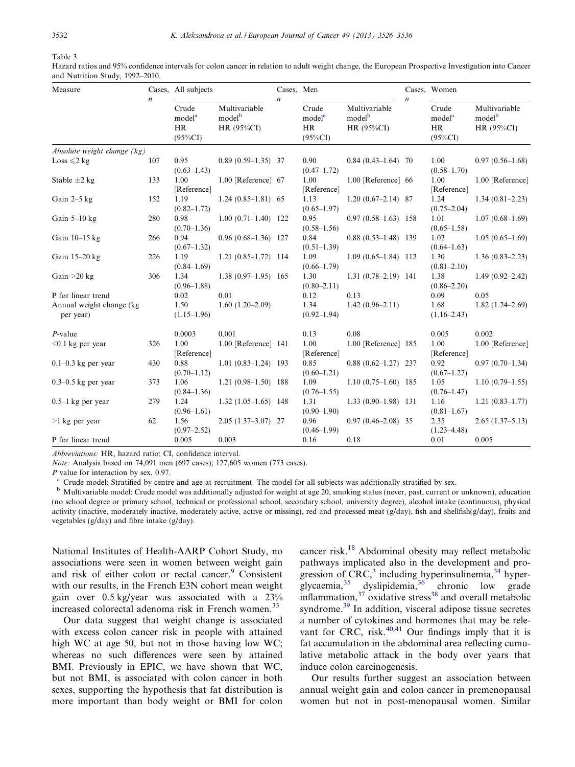Table 3
Hazard ratios and 95% confidence intervals for colon cancer in relation to adult weight change, the European Prospective Investigation into Cancer and Nutrition Study, 1992–2010.

| Measure | Cases, n | All subjects | | Cases, n | Men | | Cases, n | Women | |
|---|---|---|---|---|---|---|---|---|---|
| | | Crude model[a] HR (95%CI) | Multivariable model[b] HR (95%CI) | | Crude model[a] HR (95%CI) | Multivariable model[b] HR (95%CI) | | Crude model[a] HR (95%CI) | Multivariable model[b] HR (95%CI) |
| *Absolute weight change (kg)* | | | | | | | | | |
| Loss ⩽2 kg | 107 | 0.95 (0.63–1.43) | 0.89 (0.59–1.35) | 37 | 0.90 (0.47–1.72) | 0.84 (0.43–1.64) | 70 | 1.00 (0.58–1.70) | 0.97 (0.56–1.68) |
| Stable ±2 kg | 133 | 1.00 [Reference] | 1.00 [Reference] | 67 | 1.00 [Reference] | 1.00 [Reference] | 66 | 1.00 [Reference] | 1.00 [Reference] |
| Gain 2–5 kg | 152 | 1.19 (0.82–1.72) | 1.24 (0.85–1.81) | 65 | 1.13 (0.65–1.97) | 1.20 (0.67–2.14) | 87 | 1.24 (0.75–2.04) | 1.34 (0.81–2.23) |
| Gain 5–10 kg | 280 | 0.98 (0.70–1.36) | 1.00 (0.71–1.40) | 122 | 0.95 (0.58–1.56) | 0.97 (0.58–1.63) | 158 | 1.01 (0.65–1.58) | 1.07 (0.68–1.69) |
| Gain 10–15 kg | 266 | 0.94 (0.67–1.32) | 0.96 (0.68–1.36) | 127 | 0.84 (0.51–1.39) | 0.88 (0.53–1.48) | 139 | 1.02 (0.64–1.63) | 1.05 (0.65–1.69) |
| Gain 15–20 kg | 226 | 1.19 (0.84–1.69) | 1.21 (0.85–1.72) | 114 | 1.09 (0.66–1.79) | 1.09 (0.65–1.84) | 112 | 1.30 (0.81–2.10) | 1.36 (0.83–2.23) |
| Gain >20 kg | 306 | 1.34 (0.96–1.88) | 1.38 (0.97–1.95) | 165 | 1.30 (0.80–2.11) | 1.31 (0.78–2.19) | 141 | 1.38 (0.86–2.20) | 1.49 (0.92–2.42) |
| P for linear trend | | 0.02 | 0.01 | | 0.12 | 0.13 | | 0.09 | 0.05 |
| Annual weight change (kg per year) | | 1.50 (1.15–1.96) | 1.60 (1.20–2.09) | | 1.34 (0.92–1.94) | 1.42 (0.96–2.11) | | 1.68 (1.16–2.43) | 1.82 (1.24–2.69) |
| *P*-value | | 0.0003 | 0.001 | | 0.13 | 0.08 | | 0.005 | 0.002 |
| <0.1 kg per year | 326 | 1.00 [Reference] | 1.00 [Reference] | 141 | 1.00 [Reference] | 1.00 [Reference] | 185 | 1.00 [Reference] | 1.00 [Reference] |
| 0.1–0.3 kg per year | 430 | 0.88 (0.70–1.12) | 1.01 (0.83–1.24) | 193 | 0.85 (0.60–1.21) | 0.88 (0.62–1.27) | 237 | 0.92 (0.67–1.27) | 0.97 (0.70–1.34) |
| 0.3–0.5 kg per year | 373 | 1.06 (0.84–1.36) | 1.21 (0.98–1.50) | 188 | 1.09 (0.76–1.55) | 1.10 (0.75–1.60) | 185 | 1.05 (0.76–1.47) | 1.10 (0.79–1.55) |
| 0.5–1 kg per year | 279 | 1.24 (0.96–1.61) | 1.32 (1.05–1.65) | 148 | 1.31 (0.90–1.90) | 1.33 (0.90–1.98) | 131 | 1.16 (0.81–1.67) | 1.21 (0.83–1.77) |
| >1 kg per year | 62 | 1.56 (0.97–2.52) | 2.05 (1.37–3.07) | 27 | 0.96 (0.46–1.99) | 0.97 (0.46–2.08) | 35 | 2.35 (1.23–4.48) | 2.65 (1.37–5.13) |
| P for linear trend | | 0.005 | 0.003 | | 0.16 | 0.18 | | 0.01 | 0.005 |

*Abbreviations:* HR, hazard ratio; CI, confidence interval.

*Note:* Analysis based on 74,091 men (697 cases); 127,605 women (773 cases).

*P* value for interaction by sex, 0.97.

[a] Crude model: Stratified by centre and age at recruitment. The model for all subjects was additionally stratified by sex.

[b] Multivariable model: Crude model was additionally adjusted for weight at age 20, smoking status (never, past, current or unknown), education (no school degree or primary school, technical or professional school, secondary school, university degree), alcohol intake (continuous), physical activity (inactive, moderately inactive, moderately active, active or missing), red and processed meat (g/day), fish and shellfish(g/day), fruits and vegetables (g/day) and fibre intake (g/day).

National Institutes of Health-AARP Cohort Study, no associations were seen in women between weight gain and risk of either colon or rectal cancer.[9] Consistent with our results, in the French E3N cohort mean weight gain over 0.5 kg/year was associated with a 23% increased colorectal adenoma risk in French women.[33]

Our data suggest that weight change is associated with excess colon cancer risk in people with attained high WC at age 50, but not in those having low WC; whereas no such differences were seen by attained BMI. Previously in EPIC, we have shown that WC, but not BMI, is associated with colon cancer in both sexes, supporting the hypothesis that fat distribution is more important than body weight or BMI for colon cancer risk.[18] Abdominal obesity may reflect metabolic pathways implicated also in the development and progression of CRC,[3] including hyperinsulinemia,[34] hyperglycaemia,[35] dyslipidemia,[36] chronic low grade inflammation,[37] oxidative stress[38] and overall metabolic syndrome.[39] In addition, visceral adipose tissue secretes a number of cytokines and hormones that may be relevant for CRC, risk.[40,41] Our findings imply that it is fat accumulation in the abdominal area reflecting cumulative metabolic attack in the body over years that induce colon carcinogenesis.

Our results further suggest an association between annual weight gain and colon cancer in premenopausal women but not in post-menopausal women. Similar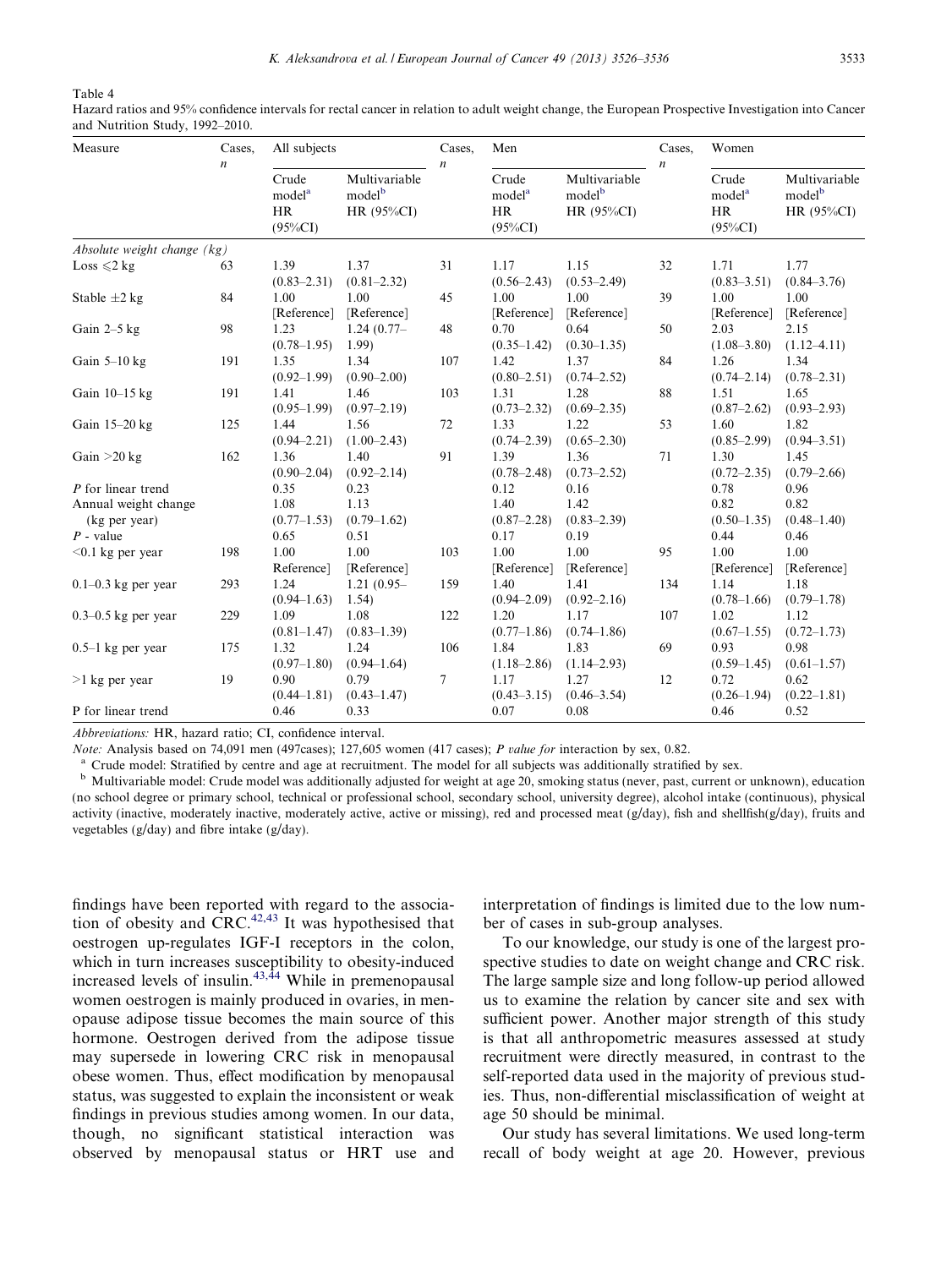Table 4
Hazard ratios and 95% confidence intervals for rectal cancer in relation to adult weight change, the European Prospective Investigation into Cancer and Nutrition Study, 1992–2010.

| Measure | Cases, *n* | All subjects | | Cases, *n* | Men | | Cases, *n* | Women | |
|---|---|---|---|---|---|---|---|---|---|
| | | Crude model[a] HR (95%CI) | Multivariable model[b] HR (95%CI) | | Crude model[a] HR (95%CI) | Multivariable model[b] HR (95%CI) | | Crude model[a] HR (95%CI) | Multivariable model[b] HR (95%CI) |
| *Absolute weight change (kg)* | | | | | | | | | |
| Loss ⩽2 kg | 63 | 1.39 (0.83–2.31) | 1.37 (0.81–2.32) | 31 | 1.17 (0.56–2.43) | 1.15 (0.53–2.49) | 32 | 1.71 (0.83–3.51) | 1.77 (0.84–3.76) |
| Stable ±2 kg | 84 | 1.00 [Reference] | 1.00 [Reference] | 45 | 1.00 [Reference] | 1.00 [Reference] | 39 | 1.00 [Reference] | 1.00 [Reference] |
| Gain 2–5 kg | 98 | 1.23 (0.78–1.95) | 1.24 (0.77–1.99) | 48 | 0.70 (0.35–1.42) | 0.64 (0.30–1.35) | 50 | 2.03 (1.08–3.80) | 2.15 (1.12–4.11) |
| Gain 5–10 kg | 191 | 1.35 (0.92–1.99) | 1.34 (0.90–2.00) | 107 | 1.42 (0.80–2.51) | 1.37 (0.74–2.52) | 84 | 1.26 (0.74–2.14) | 1.34 (0.78–2.31) |
| Gain 10–15 kg | 191 | 1.41 (0.95–1.99) | 1.46 (0.97–2.19) | 103 | 1.31 (0.73–2.32) | 1.28 (0.69–2.35) | 88 | 1.51 (0.87–2.62) | 1.65 (0.93–2.93) |
| Gain 15–20 kg | 125 | 1.44 (0.94–2.21) | 1.56 (1.00–2.43) | 72 | 1.33 (0.74–2.39) | 1.22 (0.65–2.30) | 53 | 1.60 (0.85–2.99) | 1.82 (0.94–3.51) |
| Gain >20 kg | 162 | 1.36 (0.90–2.04) | 1.40 (0.92–2.14) | 91 | 1.39 (0.78–2.48) | 1.36 (0.73–2.52) | 71 | 1.30 (0.72–2.35) | 1.45 (0.79–2.66) |
| *P* for linear trend | | 0.35 | 0.23 | | 0.12 | 0.16 | | 0.78 | 0.96 |
| Annual weight change (kg per year) | | 1.08 (0.77–1.53) | 1.13 (0.79–1.62) | | 1.40 (0.87–2.28) | 1.42 (0.83–2.39) | | 0.82 (0.50–1.35) | 0.82 (0.48–1.40) |
| *P* - value | | 0.65 | 0.51 | | 0.17 | 0.19 | | 0.44 | 0.46 |
| <0.1 kg per year | 198 | 1.00 Reference] | 1.00 [Reference] | 103 | 1.00 [Reference] | 1.00 [Reference] | 95 | 1.00 [Reference] | 1.00 [Reference] |
| 0.1–0.3 kg per year | 293 | 1.24 (0.94–1.63) | 1.21 (0.95–1.54) | 159 | 1.40 (0.94–2.09) | 1.41 (0.92–2.16) | 134 | 1.14 (0.78–1.66) | 1.18 (0.79–1.78) |
| 0.3–0.5 kg per year | 229 | 1.09 (0.81–1.47) | 1.08 (0.83–1.39) | 122 | 1.20 (0.77–1.86) | 1.17 (0.74–1.86) | 107 | 1.02 (0.67–1.55) | 1.12 (0.72–1.73) |
| 0.5–1 kg per year | 175 | 1.32 (0.97–1.80) | 1.24 (0.94–1.64) | 106 | 1.84 (1.18–2.86) | 1.83 (1.14–2.93) | 69 | 0.93 (0.59–1.45) | 0.98 (0.61–1.57) |
| >1 kg per year | 19 | 0.90 (0.44–1.81) | 0.79 (0.43–1.47) | 7 | 1.17 (0.43–3.15) | 1.27 (0.46–3.54) | 12 | 0.72 (0.26–1.94) | 0.62 (0.22–1.81) |
| P for linear trend | | 0.46 | 0.33 | | 0.07 | 0.08 | | 0.46 | 0.52 |

*Abbreviations:* HR, hazard ratio; CI, confidence interval.

*Note:* Analysis based on 74,091 men (497cases); 127,605 women (417 cases); *P value for* interaction by sex, 0.82.

[a] Crude model: Stratified by centre and age at recruitment. The model for all subjects was additionally stratified by sex.

[b] Multivariable model: Crude model was additionally adjusted for weight at age 20, smoking status (never, past, current or unknown), education (no school degree or primary school, technical or professional school, secondary school, university degree), alcohol intake (continuous), physical activity (inactive, moderately inactive, moderately active, active or missing), red and processed meat (g/day), fish and shellfish(g/day), fruits and vegetables (g/day) and fibre intake (g/day).

findings have been reported with regard to the association of obesity and CRC.[42,43] It was hypothesised that oestrogen up-regulates IGF-I receptors in the colon, which in turn increases susceptibility to obesity-induced increased levels of insulin.[43,44] While in premenopausal women oestrogen is mainly produced in ovaries, in menopause adipose tissue becomes the main source of this hormone. Oestrogen derived from the adipose tissue may supersede in lowering CRC risk in menopausal obese women. Thus, effect modification by menopausal status, was suggested to explain the inconsistent or weak findings in previous studies among women. In our data, though, no significant statistical interaction was observed by menopausal status or HRT use and interpretation of findings is limited due to the low number of cases in sub-group analyses.

To our knowledge, our study is one of the largest prospective studies to date on weight change and CRC risk. The large sample size and long follow-up period allowed us to examine the relation by cancer site and sex with sufficient power. Another major strength of this study is that all anthropometric measures assessed at study recruitment were directly measured, in contrast to the self-reported data used in the majority of previous studies. Thus, non-differential misclassification of weight at age 50 should be minimal.

Our study has several limitations. We used long-term recall of body weight at age 20. However, previous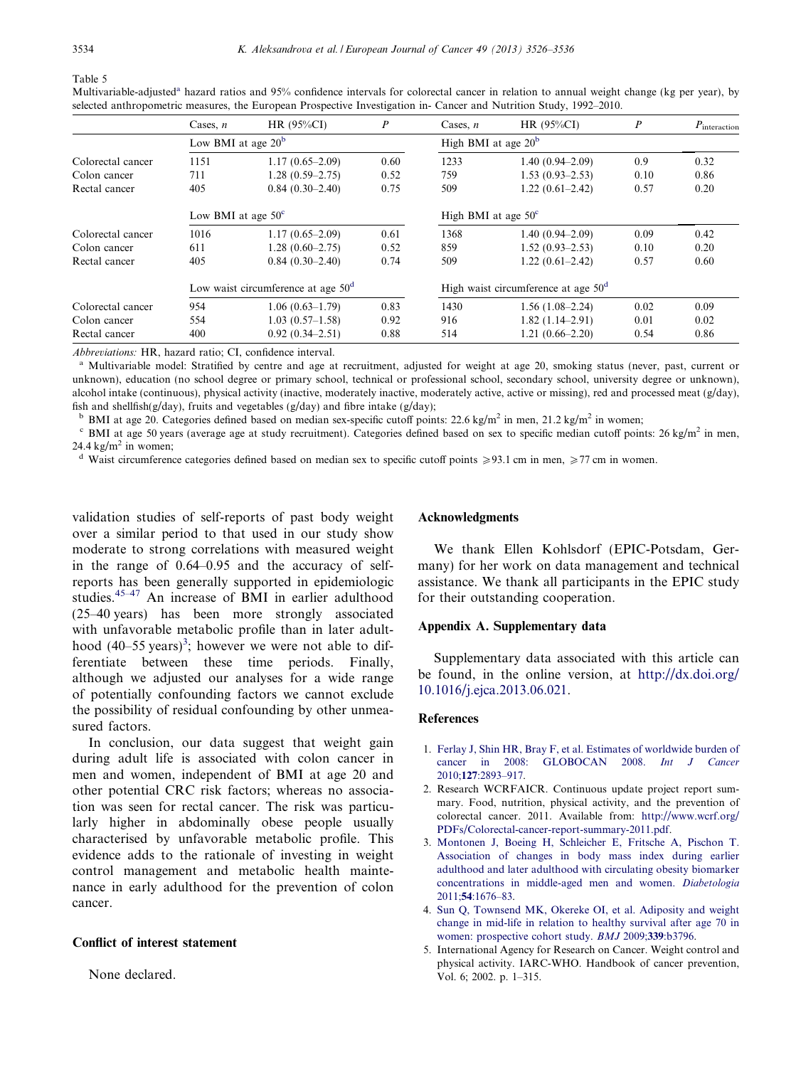Table 5
Multivariable-adjusted[a] hazard ratios and 95% confidence intervals for colorectal cancer in relation to annual weight change (kg per year), by selected anthropometric measures, the European Prospective Investigation in- Cancer and Nutrition Study, 1992–2010.

| | Cases, *n* | HR (95%CI) | *P* | Cases, *n* | HR (95%CI) | *P* | $P_{interaction}$ |
|---|---|---|---|---|---|---|---|
| | Low BMI at age 20[b] | | | High BMI at age 20[b] | | | |
| Colorectal cancer | 1151 | 1.17 (0.65–2.09) | 0.60 | 1233 | 1.40 (0.94–2.09) | 0.9 | 0.32 |
| Colon cancer | 711 | 1.28 (0.59–2.75) | 0.52 | 759 | 1.53 (0.93–2.53) | 0.10 | 0.86 |
| Rectal cancer | 405 | 0.84 (0.30–2.40) | 0.75 | 509 | 1.22 (0.61–2.42) | 0.57 | 0.20 |
| | Low BMI at age 50[c] | | | High BMI at age 50[c] | | | |
| Colorectal cancer | 1016 | 1.17 (0.65–2.09) | 0.61 | 1368 | 1.40 (0.94–2.09) | 0.09 | 0.42 |
| Colon cancer | 611 | 1.28 (0.60–2.75) | 0.52 | 859 | 1.52 (0.93–2.53) | 0.10 | 0.20 |
| Rectal cancer | 405 | 0.84 (0.30–2.40) | 0.74 | 509 | 1.22 (0.61–2.42) | 0.57 | 0.60 |
| | Low waist circumference at age 50[d] | | | High waist circumference at age 50[d] | | | |
| Colorectal cancer | 954 | 1.06 (0.63–1.79) | 0.83 | 1430 | 1.56 (1.08–2.24) | 0.02 | 0.09 |
| Colon cancer | 554 | 1.03 (0.57–1.58) | 0.92 | 916 | 1.82 (1.14–2.91) | 0.01 | 0.02 |
| Rectal cancer | 400 | 0.92 (0.34–2.51) | 0.88 | 514 | 1.21 (0.66–2.20) | 0.54 | 0.86 |

*Abbreviations:* HR, hazard ratio; CI, confidence interval.

[a] Multivariable model: Stratified by centre and age at recruitment, adjusted for weight at age 20, smoking status (never, past, current or unknown), education (no school degree or primary school, technical or professional school, secondary school, university degree or unknown), alcohol intake (continuous), physical activity (inactive, moderately inactive, moderately active, active or missing), red and processed meat (g/day), fish and shellfish(g/day), fruits and vegetables (g/day) and fibre intake (g/day);

[b] BMI at age 20. Categories defined based on median sex-specific cutoff points: 22.6 kg/m$^2$ in men, 21.2 kg/m$^2$ in women;

[c] BMI at age 50 years (average age at study recruitment). Categories defined based on sex to specific median cutoff points: 26 kg/m$^2$ in men, 24.4 kg/m$^2$ in women;

[d] Waist circumference categories defined based on median sex to specific cutoff points ⩾93.1 cm in men, ⩾77 cm in women.

validation studies of self-reports of past body weight over a similar period to that used in our study show moderate to strong correlations with measured weight in the range of 0.64–0.95 and the accuracy of self-reports has been generally supported in epidemiologic studies.[45–47] An increase of BMI in earlier adulthood (25–40 years) has been more strongly associated with unfavorable metabolic profile than in later adulthood (40–55 years)[3]; however we were not able to differentiate between these time periods. Finally, although we adjusted our analyses for a wide range of potentially confounding factors we cannot exclude the possibility of residual confounding by other unmeasured factors.

In conclusion, our data suggest that weight gain during adult life is associated with colon cancer in men and women, independent of BMI at age 20 and other potential CRC risk factors; whereas no association was seen for rectal cancer. The risk was particularly higher in abdominally obese people usually characterised by unfavorable metabolic profile. This evidence adds to the rationale of investing in weight control management and metabolic health maintenance in early adulthood for the prevention of colon cancer.

## Conflict of interest statement

None declared.

## Acknowledgments

We thank Ellen Kohlsdorf (EPIC-Potsdam, Germany) for her work on data management and technical assistance. We thank all participants in the EPIC study for their outstanding cooperation.

## Appendix A. Supplementary data

Supplementary data associated with this article can be found, in the online version, at http://dx.doi.org/10.1016/j.ejca.2013.06.021.

## References

1. Ferlay J, Shin HR, Bray F, et al. Estimates of worldwide burden of cancer in 2008: GLOBOCAN 2008. *Int J Cancer* 2010;**127**:2893–917.
2. Research WCRFAICR. Continuous update project report summary. Food, nutrition, physical activity, and the prevention of colorectal cancer. 2011. Available from: http://www.wcrf.org/PDFs/Colorectal-cancer-report-summary-2011.pdf.
3. Montonen J, Boeing H, Schleicher E, Fritsche A, Pischon T. Association of changes in body mass index during earlier adulthood and later adulthood with circulating obesity biomarker concentrations in middle-aged men and women. *Diabetologia* 2011;**54**:1676–83.
4. Sun Q, Townsend MK, Okereke OI, et al. Adiposity and weight change in mid-life in relation to healthy survival after age 70 in women: prospective cohort study. *BMJ* 2009;**339**:b3796.
5. International Agency for Research on Cancer. Weight control and physical activity. IARC-WHO. Handbook of cancer prevention, Vol. 6; 2002. p. 1–315.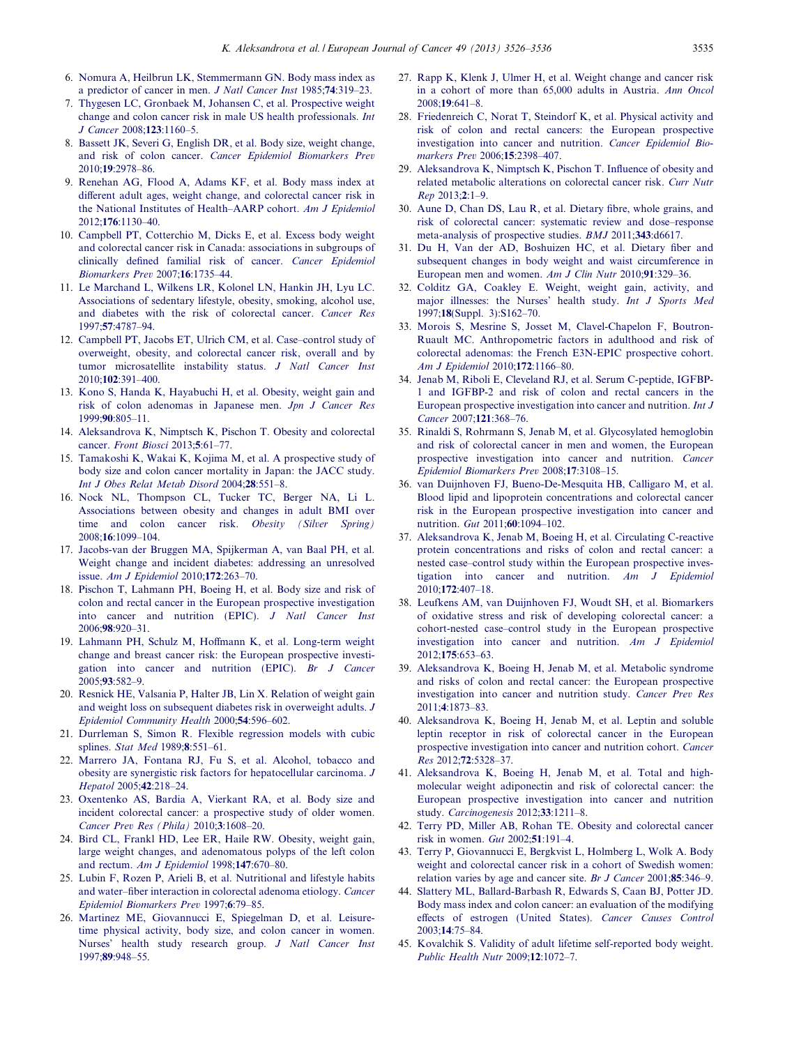6. Nomura A, Heilbrun LK, Stemmermann GN. Body mass index as a predictor of cancer in men. *J Natl Cancer Inst* 1985;**74**:319–23.
7. Thygesen LC, Gronbaek M, Johansen C, et al. Prospective weight change and colon cancer risk in male US health professionals. *Int J Cancer* 2008;**123**:1160–5.
8. Bassett JK, Severi G, English DR, et al. Body size, weight change, and risk of colon cancer. *Cancer Epidemiol Biomarkers Prev* 2010;**19**:2978–86.
9. Renehan AG, Flood A, Adams KF, et al. Body mass index at different adult ages, weight change, and colorectal cancer risk in the National Institutes of Health–AARP cohort. *Am J Epidemiol* 2012;**176**:1130–40.
10. Campbell PT, Cotterchio M, Dicks E, et al. Excess body weight and colorectal cancer risk in Canada: associations in subgroups of clinically defined familial risk of cancer. *Cancer Epidemiol Biomarkers Prev* 2007;**16**:1735–44.
11. Le Marchand L, Wilkens LR, Kolonel LN, Hankin JH, Lyu LC. Associations of sedentary lifestyle, obesity, smoking, alcohol use, and diabetes with the risk of colorectal cancer. *Cancer Res* 1997;**57**:4787–94.
12. Campbell PT, Jacobs ET, Ulrich CM, et al. Case–control study of overweight, obesity, and colorectal cancer risk, overall and by tumor microsatellite instability status. *J Natl Cancer Inst* 2010;**102**:391–400.
13. Kono S, Handa K, Hayabuchi H, et al. Obesity, weight gain and risk of colon adenomas in Japanese men. *Jpn J Cancer Res* 1999;**90**:805–11.
14. Aleksandrova K, Nimptsch K, Pischon T. Obesity and colorectal cancer. *Front Biosci* 2013;**5**:61–77.
15. Tamakoshi K, Wakai K, Kojima M, et al. A prospective study of body size and colon cancer mortality in Japan: the JACC study. *Int J Obes Relat Metab Disord* 2004;**28**:551–8.
16. Nock NL, Thompson CL, Tucker TC, Berger NA, Li L. Associations between obesity and changes in adult BMI over time and colon cancer risk. *Obesity (Silver Spring)* 2008;**16**:1099–104.
17. Jacobs-van der Bruggen MA, Spijkerman A, van Baal PH, et al. Weight change and incident diabetes: addressing an unresolved issue. *Am J Epidemiol* 2010;**172**:263–70.
18. Pischon T, Lahmann PH, Boeing H, et al. Body size and risk of colon and rectal cancer in the European prospective investigation into cancer and nutrition (EPIC). *J Natl Cancer Inst* 2006;**98**:920–31.
19. Lahmann PH, Schulz M, Hoffmann K, et al. Long-term weight change and breast cancer risk: the European prospective investigation into cancer and nutrition (EPIC). *Br J Cancer* 2005;**93**:582–9.
20. Resnick HE, Valsania P, Halter JB, Lin X. Relation of weight gain and weight loss on subsequent diabetes risk in overweight adults. *J Epidemiol Community Health* 2000;**54**:596–602.
21. Durrleman S, Simon R. Flexible regression models with cubic splines. *Stat Med* 1989;**8**:551–61.
22. Marrero JA, Fontana RJ, Fu S, et al. Alcohol, tobacco and obesity are synergistic risk factors for hepatocellular carcinoma. *J Hepatol* 2005;**42**:218–24.
23. Oxentenko AS, Bardia A, Vierkant RA, et al. Body size and incident colorectal cancer: a prospective study of older women. *Cancer Prev Res (Phila)* 2010;**3**:1608–20.
24. Bird CL, Frankl HD, Lee ER, Haile RW. Obesity, weight gain, large weight changes, and adenomatous polyps of the left colon and rectum. *Am J Epidemiol* 1998;**147**:670–80.
25. Lubin F, Rozen P, Arieli B, et al. Nutritional and lifestyle habits and water–fiber interaction in colorectal adenoma etiology. *Cancer Epidemiol Biomarkers Prev* 1997;**6**:79–85.
26. Martinez ME, Giovannucci E, Spiegelman D, et al. Leisure-time physical activity, body size, and colon cancer in women. Nurses' health study research group. *J Natl Cancer Inst* 1997;**89**:948–55.
27. Rapp K, Klenk J, Ulmer H, et al. Weight change and cancer risk in a cohort of more than 65,000 adults in Austria. *Ann Oncol* 2008;**19**:641–8.
28. Friedenreich C, Norat T, Steindorf K, et al. Physical activity and risk of colon and rectal cancers: the European prospective investigation into cancer and nutrition. *Cancer Epidemiol Biomarkers Prev* 2006;**15**:2398–407.
29. Aleksandrova K, Nimptsch K, Pischon T. Influence of obesity and related metabolic alterations on colorectal cancer risk. *Curr Nutr Rep* 2013;**2**:1–9.
30. Aune D, Chan DS, Lau R, et al. Dietary fibre, whole grains, and risk of colorectal cancer: systematic review and dose–response meta-analysis of prospective studies. *BMJ* 2011;**343**:d6617.
31. Du H, Van der AD, Boshuizen HC, et al. Dietary fiber and subsequent changes in body weight and waist circumference in European men and women. *Am J Clin Nutr* 2010;**91**:329–36.
32. Colditz GA, Coakley E. Weight, weight gain, activity, and major illnesses: the Nurses' health study. *Int J Sports Med* 1997;**18**(Suppl. 3):S162–70.
33. Morois S, Mesrine S, Josset M, Clavel-Chapelon F, Boutron-Ruault MC. Anthropometric factors in adulthood and risk of colorectal adenomas: the French E3N-EPIC prospective cohort. *Am J Epidemiol* 2010;**172**:1166–80.
34. Jenab M, Riboli E, Cleveland RJ, et al. Serum C-peptide, IGFBP-1 and IGFBP-2 and risk of colon and rectal cancers in the European prospective investigation into cancer and nutrition. *Int J Cancer* 2007;**121**:368–76.
35. Rinaldi S, Rohrmann S, Jenab M, et al. Glycosylated hemoglobin and risk of colorectal cancer in men and women, the European prospective investigation into cancer and nutrition. *Cancer Epidemiol Biomarkers Prev* 2008;**17**:3108–15.
36. van Duijnhoven FJ, Bueno-De-Mesquita HB, Calligaro M, et al. Blood lipid and lipoprotein concentrations and colorectal cancer risk in the European prospective investigation into cancer and nutrition. *Gut* 2011;**60**:1094–102.
37. Aleksandrova K, Jenab M, Boeing H, et al. Circulating C-reactive protein concentrations and risks of colon and rectal cancer: a nested case–control study within the European prospective investigation into cancer and nutrition. *Am J Epidemiol* 2010;**172**:407–18.
38. Leufkens AM, van Duijnhoven FJ, Woudt SH, et al. Biomarkers of oxidative stress and risk of developing colorectal cancer: a cohort-nested case–control study in the European prospective investigation into cancer and nutrition. *Am J Epidemiol* 2012;**175**:653–63.
39. Aleksandrova K, Boeing H, Jenab M, et al. Metabolic syndrome and risks of colon and rectal cancer: the European prospective investigation into cancer and nutrition study. *Cancer Prev Res* 2011;**4**:1873–83.
40. Aleksandrova K, Boeing H, Jenab M, et al. Leptin and soluble leptin receptor in risk of colorectal cancer in the European prospective investigation into cancer and nutrition cohort. *Cancer Res* 2012;**72**:5328–37.
41. Aleksandrova K, Boeing H, Jenab M, et al. Total and high-molecular weight adiponectin and risk of colorectal cancer: the European prospective investigation into cancer and nutrition study. *Carcinogenesis* 2012;**33**:1211–8.
42. Terry PD, Miller AB, Rohan TE. Obesity and colorectal cancer risk in women. *Gut* 2002;**51**:191–4.
43. Terry P, Giovannucci E, Bergkvist L, Holmberg L, Wolk A. Body weight and colorectal cancer risk in a cohort of Swedish women: relation varies by age and cancer site. *Br J Cancer* 2001;**85**:346–9.
44. Slattery ML, Ballard-Barbash R, Edwards S, Caan BJ, Potter JD. Body mass index and colon cancer: an evaluation of the modifying effects of estrogen (United States). *Cancer Causes Control* 2003;**14**:75–84.
45. Kovalchik S. Validity of adult lifetime self-reported body weight. *Public Health Nutr* 2009;**12**:1072–7.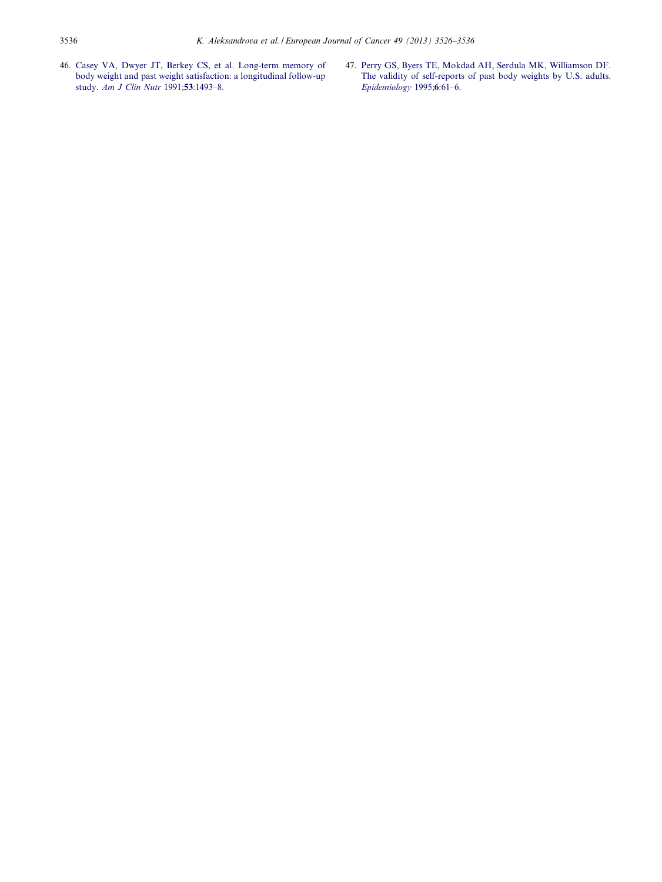46. Casey VA, Dwyer JT, Berkey CS, et al. Long-term memory of body weight and past weight satisfaction: a longitudinal follow-up study. *Am J Clin Nutr* 1991;**53**:1493–8.
47. Perry GS, Byers TE, Mokdad AH, Serdula MK, Williamson DF. The validity of self-reports of past body weights by U.S. adults. *Epidemiology* 1995;**6**:61–6.